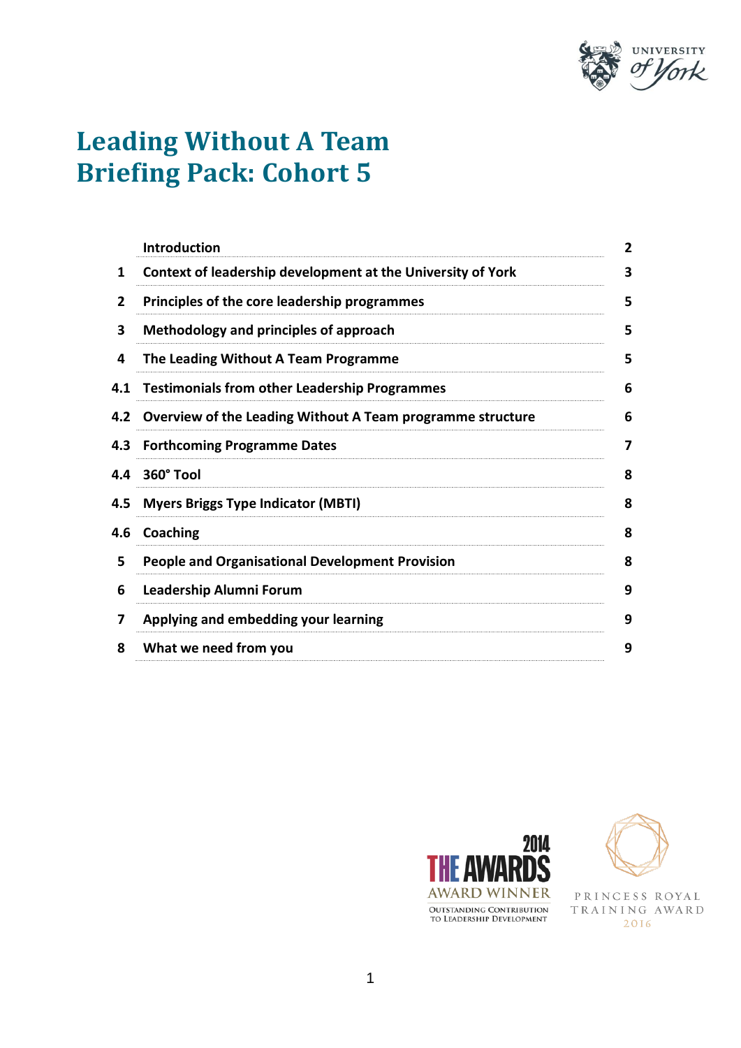# Leading Without A Team Briefing Pack: Cohort 5

| | | |
|---|---|---|
| | **Introduction** | **2** |
| **1** | **Context of leadership development at the University of York** | **3** |
| **2** | **Principles of the core leadership programmes** | **5** |
| **3** | **Methodology and principles of approach** | **5** |
| **4** | **The Leading Without A Team Programme** | **5** |
| **4.1** | **Testimonials from other Leadership Programmes** | **6** |
| **4.2** | **Overview of the Leading Without A Team programme structure** | **6** |
| **4.3** | **Forthcoming Programme Dates** | **7** |
| **4.4** | **360° Tool** | **8** |
| **4.5** | **Myers Briggs Type Indicator (MBTI)** | **8** |
| **4.6** | **Coaching** | **8** |
| **5** | **People and Organisational Development Provision** | **8** |
| **6** | **Leadership Alumni Forum** | **9** |
| **7** | **Applying and embedding your learning** | **9** |
| **8** | **What we need from you** | **9** |

2014 THE AWARDS AWARD WINNER
OUTSTANDING CONTRIBUTION TO LEADERSHIP DEVELOPMENT

PRINCESS ROYAL TRAINING AWARD 2016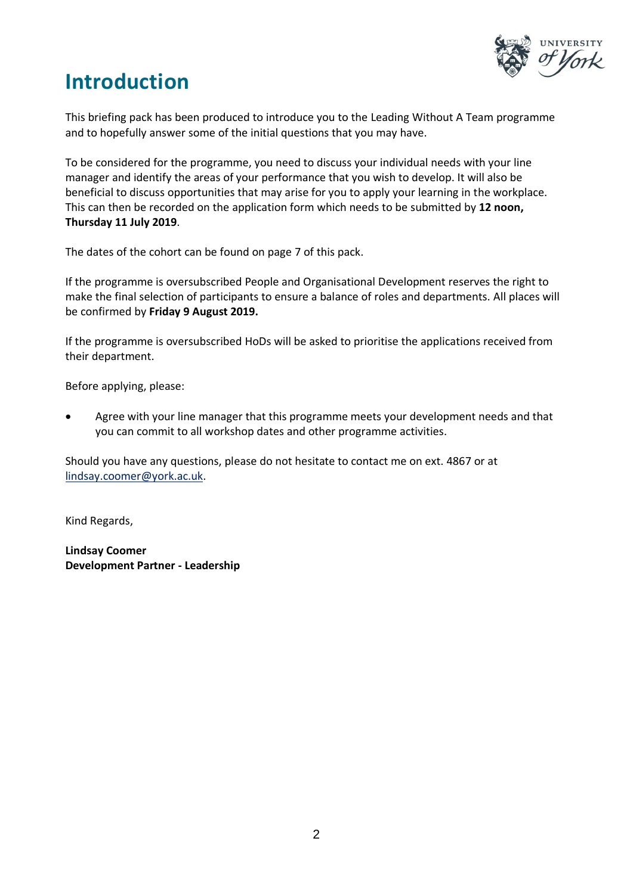# Introduction

This briefing pack has been produced to introduce you to the Leading Without A Team programme and to hopefully answer some of the initial questions that you may have.

To be considered for the programme, you need to discuss your individual needs with your line manager and identify the areas of your performance that you wish to develop. It will also be beneficial to discuss opportunities that may arise for you to apply your learning in the workplace. This can then be recorded on the application form which needs to be submitted by **12 noon, Thursday 11 July 2019**.

The dates of the cohort can be found on page 7 of this pack.

If the programme is oversubscribed People and Organisational Development reserves the right to make the final selection of participants to ensure a balance of roles and departments. All places will be confirmed by **Friday 9 August 2019.**

If the programme is oversubscribed HoDs will be asked to prioritise the applications received from their department.

Before applying, please:

- Agree with your line manager that this programme meets your development needs and that you can commit to all workshop dates and other programme activities.

Should you have any questions, please do not hesitate to contact me on ext. 4867 or at lindsay.coomer@york.ac.uk.

Kind Regards,

**Lindsay Coomer**
**Development Partner - Leadership**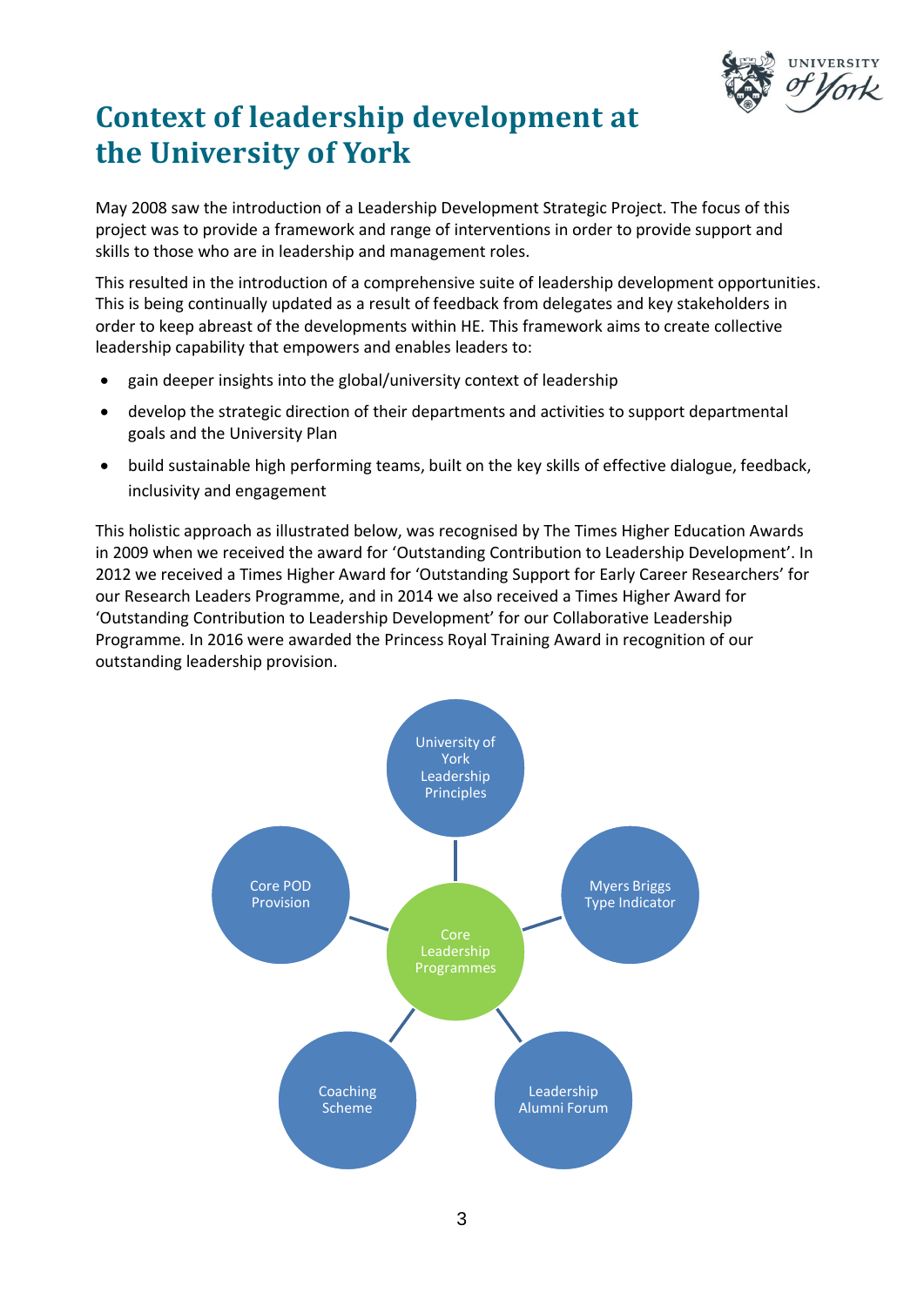# Context of leadership development at the University of York

May 2008 saw the introduction of a Leadership Development Strategic Project. The focus of this project was to provide a framework and range of interventions in order to provide support and skills to those who are in leadership and management roles.

This resulted in the introduction of a comprehensive suite of leadership development opportunities. This is being continually updated as a result of feedback from delegates and key stakeholders in order to keep abreast of the developments within HE. This framework aims to create collective leadership capability that empowers and enables leaders to:

- gain deeper insights into the global/university context of leadership
- develop the strategic direction of their departments and activities to support departmental goals and the University Plan
- build sustainable high performing teams, built on the key skills of effective dialogue, feedback, inclusivity and engagement

This holistic approach as illustrated below, was recognised by The Times Higher Education Awards in 2009 when we received the award for 'Outstanding Contribution to Leadership Development'. In 2012 we received a Times Higher Award for 'Outstanding Support for Early Career Researchers' for our Research Leaders Programme, and in 2014 we also received a Times Higher Award for 'Outstanding Contribution to Leadership Development' for our Collaborative Leadership Programme. In 2016 were awarded the Princess Royal Training Award in recognition of our outstanding leadership provision.

Core Leadership Programmes

- University of York Leadership Principles
- Myers Briggs Type Indicator
- Leadership Alumni Forum
- Coaching Scheme
- Core POD Provision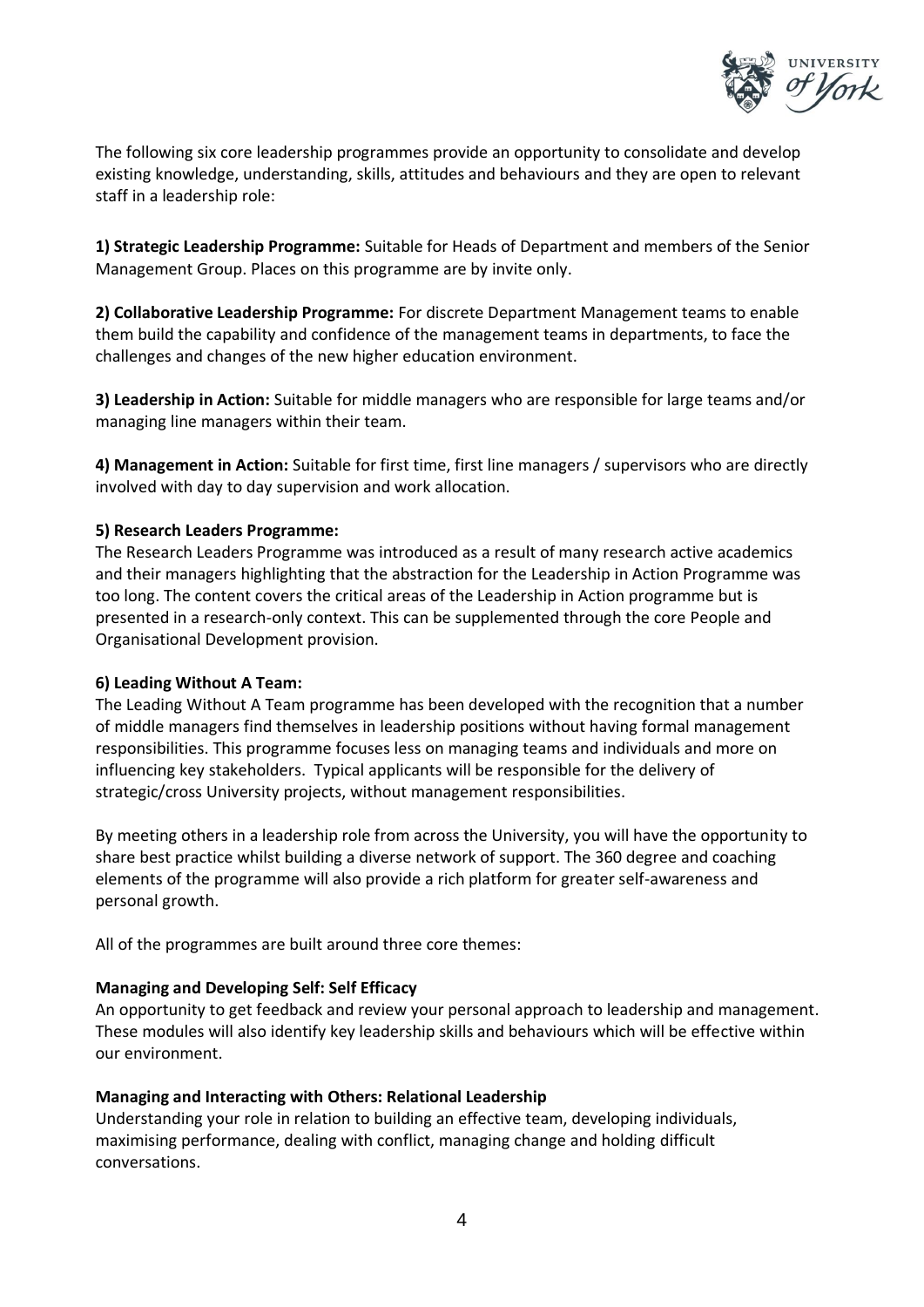The following six core leadership programmes provide an opportunity to consolidate and develop existing knowledge, understanding, skills, attitudes and behaviours and they are open to relevant staff in a leadership role:

**1) Strategic Leadership Programme:** Suitable for Heads of Department and members of the Senior Management Group. Places on this programme are by invite only.

**2) Collaborative Leadership Programme:** For discrete Department Management teams to enable them build the capability and confidence of the management teams in departments, to face the challenges and changes of the new higher education environment.

**3) Leadership in Action:** Suitable for middle managers who are responsible for large teams and/or managing line managers within their team.

**4) Management in Action:** Suitable for first time, first line managers / supervisors who are directly involved with day to day supervision and work allocation.

**5) Research Leaders Programme:**

The Research Leaders Programme was introduced as a result of many research active academics and their managers highlighting that the abstraction for the Leadership in Action Programme was too long. The content covers the critical areas of the Leadership in Action programme but is presented in a research-only context. This can be supplemented through the core People and Organisational Development provision.

**6) Leading Without A Team:**

The Leading Without A Team programme has been developed with the recognition that a number of middle managers find themselves in leadership positions without having formal management responsibilities. This programme focuses less on managing teams and individuals and more on influencing key stakeholders. Typical applicants will be responsible for the delivery of strategic/cross University projects, without management responsibilities.

By meeting others in a leadership role from across the University, you will have the opportunity to share best practice whilst building a diverse network of support. The 360 degree and coaching elements of the programme will also provide a rich platform for greater self-awareness and personal growth.

All of the programmes are built around three core themes:

**Managing and Developing Self: Self Efficacy**

An opportunity to get feedback and review your personal approach to leadership and management. These modules will also identify key leadership skills and behaviours which will be effective within our environment.

**Managing and Interacting with Others: Relational Leadership**

Understanding your role in relation to building an effective team, developing individuals, maximising performance, dealing with conflict, managing change and holding difficult conversations.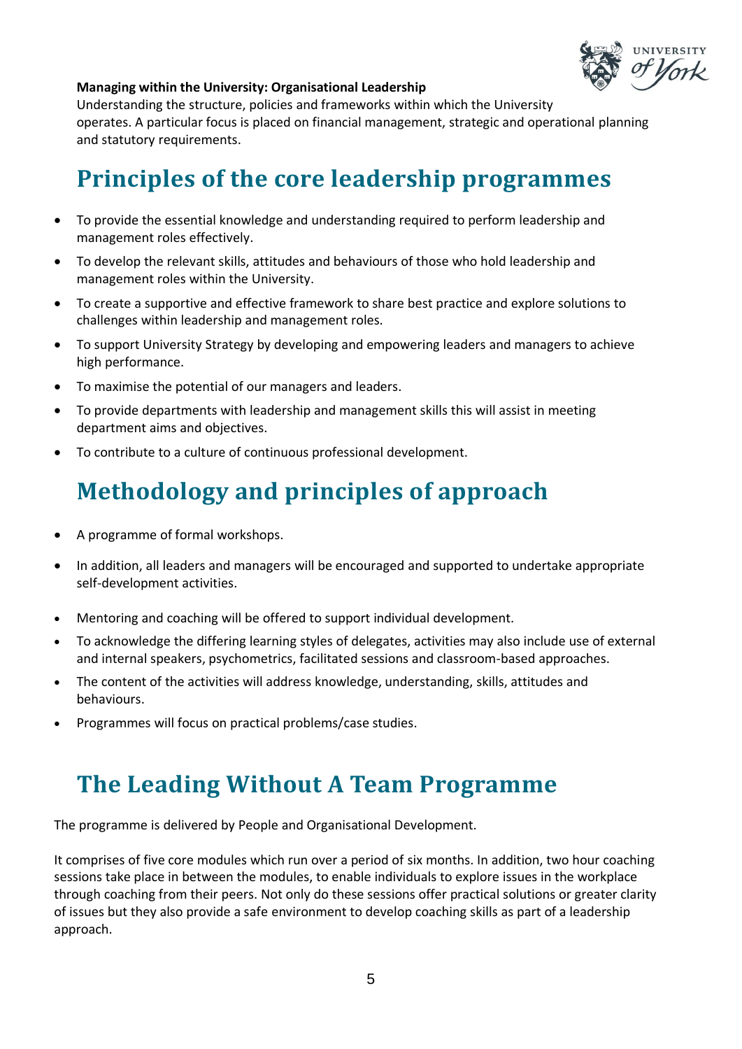**Managing within the University: Organisational Leadership**
Understanding the structure, policies and frameworks within which the University operates. A particular focus is placed on financial management, strategic and operational planning and statutory requirements.

## Principles of the core leadership programmes

- To provide the essential knowledge and understanding required to perform leadership and management roles effectively.
- To develop the relevant skills, attitudes and behaviours of those who hold leadership and management roles within the University.
- To create a supportive and effective framework to share best practice and explore solutions to challenges within leadership and management roles.
- To support University Strategy by developing and empowering leaders and managers to achieve high performance.
- To maximise the potential of our managers and leaders.
- To provide departments with leadership and management skills this will assist in meeting department aims and objectives.
- To contribute to a culture of continuous professional development.

## Methodology and principles of approach

- A programme of formal workshops.
- In addition, all leaders and managers will be encouraged and supported to undertake appropriate self-development activities.
- Mentoring and coaching will be offered to support individual development.
- To acknowledge the differing learning styles of delegates, activities may also include use of external and internal speakers, psychometrics, facilitated sessions and classroom-based approaches.
- The content of the activities will address knowledge, understanding, skills, attitudes and behaviours.
- Programmes will focus on practical problems/case studies.

## The Leading Without A Team Programme

The programme is delivered by People and Organisational Development.

It comprises of five core modules which run over a period of six months. In addition, two hour coaching sessions take place in between the modules, to enable individuals to explore issues in the workplace through coaching from their peers. Not only do these sessions offer practical solutions or greater clarity of issues but they also provide a safe environment to develop coaching skills as part of a leadership approach.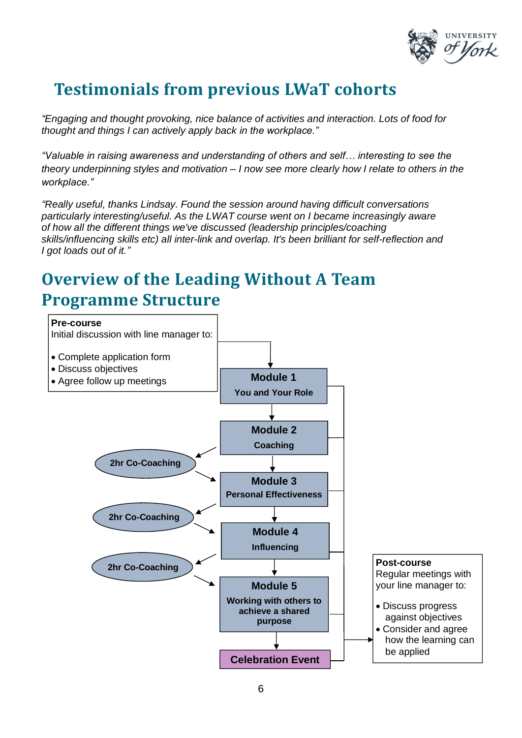## Testimonials from previous LWaT cohorts

*"Engaging and thought provoking, nice balance of activities and interaction. Lots of food for thought and things I can actively apply back in the workplace."*

*"Valuable in raising awareness and understanding of others and self… interesting to see the theory underpinning styles and motivation – I now see more clearly how I relate to others in the workplace."*

*"Really useful, thanks Lindsay. Found the session around having difficult conversations particularly interesting/useful. As the LWAT course went on I became increasingly aware of how all the different things we've discussed (leadership principles/coaching skills/influencing skills etc) all inter-link and overlap. It's been brilliant for self-reflection and I got loads out of it."*

## Overview of the Leading Without A Team Programme Structure

**Pre-course**
Initial discussion with line manager to:

- Complete application form
- Discuss objectives
- Agree follow up meetings

**Module 1**
**You and Your Role**

**Module 2**
**Coaching**

**2hr Co-Coaching**

**Module 3**
**Personal Effectiveness**

**2hr Co-Coaching**

**Module 4**
**Influencing**

**2hr Co-Coaching**

**Module 5**
**Working with others to achieve a shared purpose**

**Celebration Event**

**Post-course**
Regular meetings with your line manager to:

- Discuss progress against objectives
- Consider and agree how the learning can be applied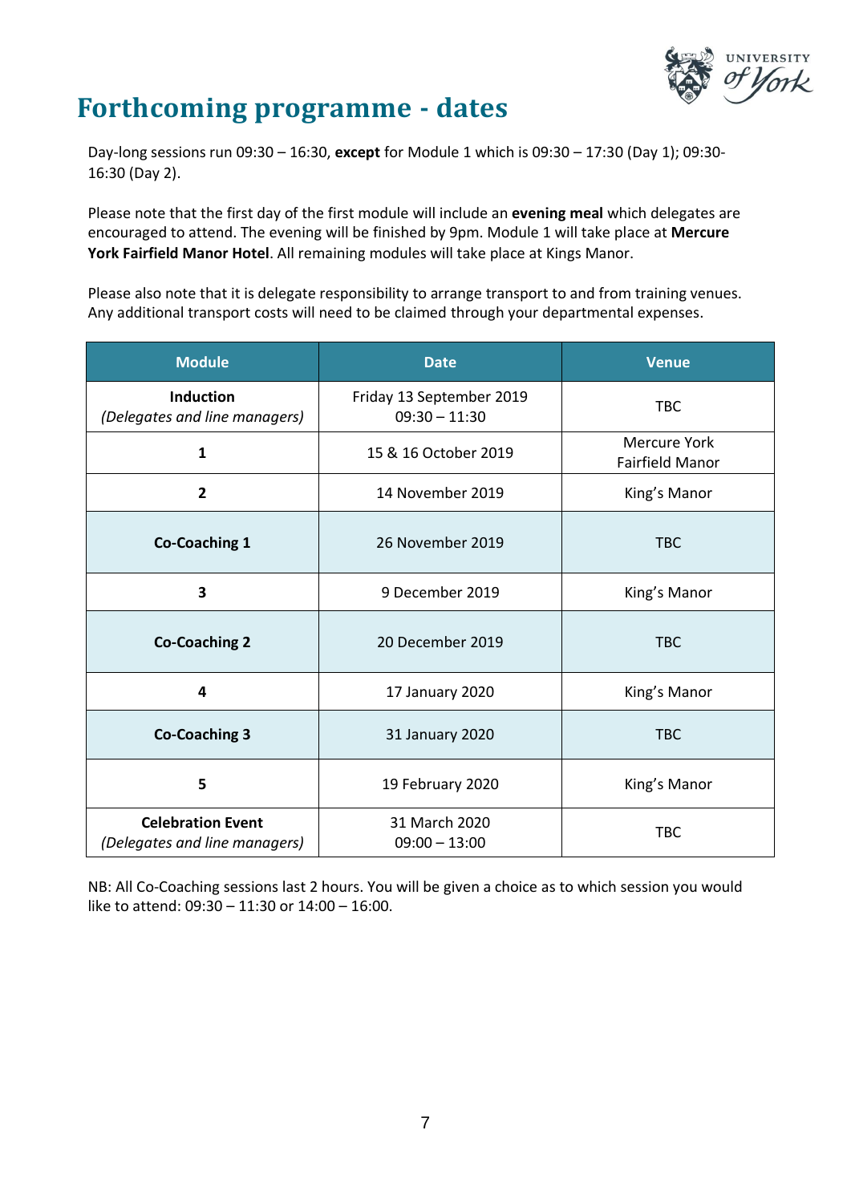# Forthcoming programme - dates

Day-long sessions run 09:30 – 16:30, **except** for Module 1 which is 09:30 – 17:30 (Day 1); 09:30-16:30 (Day 2).

Please note that the first day of the first module will include an **evening meal** which delegates are encouraged to attend. The evening will be finished by 9pm. Module 1 will take place at **Mercure York Fairfield Manor Hotel**. All remaining modules will take place at Kings Manor.

Please also note that it is delegate responsibility to arrange transport to and from training venues. Any additional transport costs will need to be claimed through your departmental expenses.

| Module | Date | Venue |
|---|---|---|
| **Induction** *(Delegates and line managers)* | Friday 13 September 2019 09:30 – 11:30 | TBC |
| **1** | 15 & 16 October 2019 | Mercure York Fairfield Manor |
| **2** | 14 November 2019 | King's Manor |
| **Co-Coaching 1** | 26 November 2019 | TBC |
| **3** | 9 December 2019 | King's Manor |
| **Co-Coaching 2** | 20 December 2019 | TBC |
| **4** | 17 January 2020 | King's Manor |
| **Co-Coaching 3** | 31 January 2020 | TBC |
| **5** | 19 February 2020 | King's Manor |
| **Celebration Event** *(Delegates and line managers)* | 31 March 2020 09:00 – 13:00 | TBC |

NB: All Co-Coaching sessions last 2 hours. You will be given a choice as to which session you would like to attend: 09:30 – 11:30 or 14:00 – 16:00.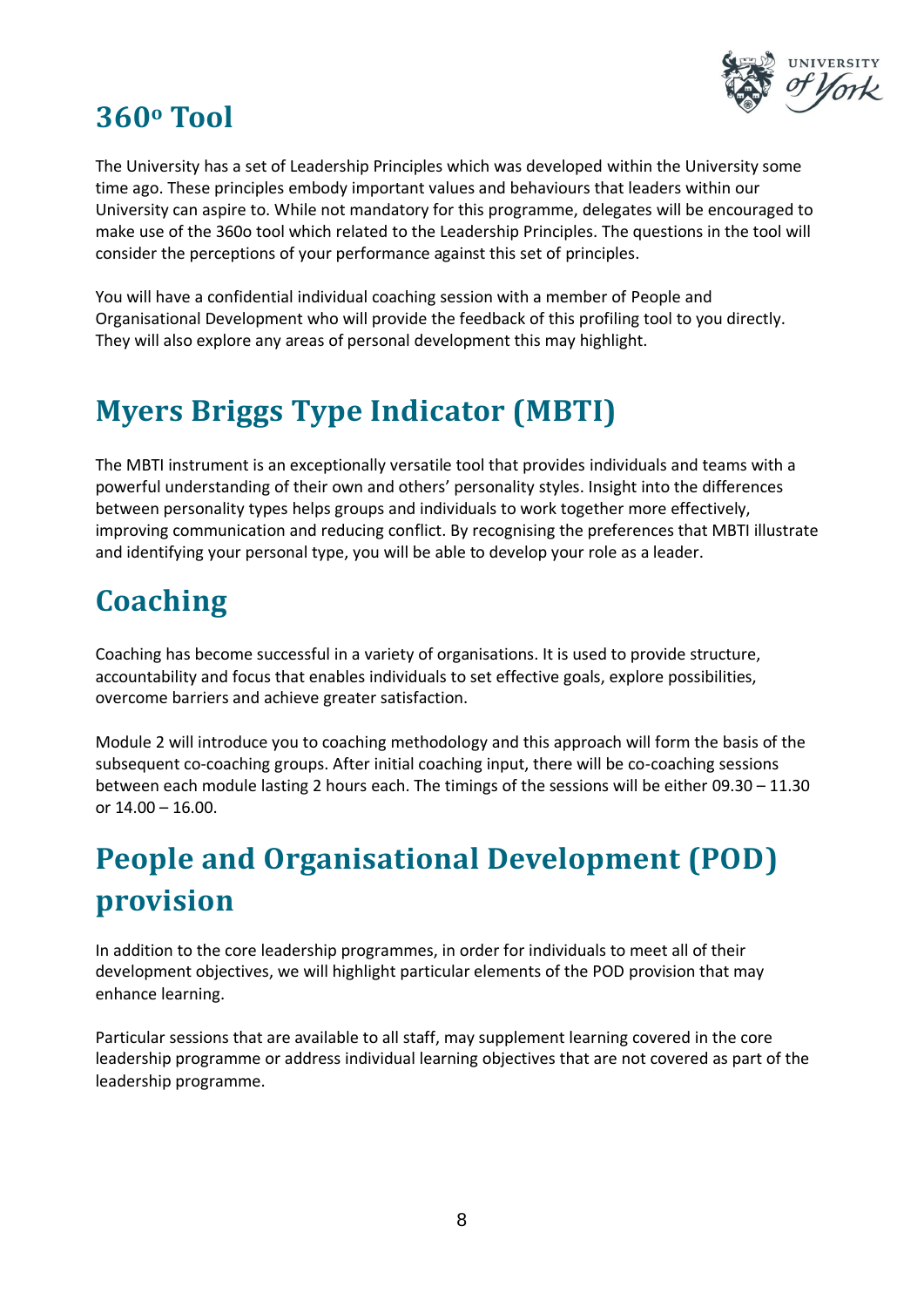## 360º Tool

The University has a set of Leadership Principles which was developed within the University some time ago. These principles embody important values and behaviours that leaders within our University can aspire to. While not mandatory for this programme, delegates will be encouraged to make use of the 360o tool which related to the Leadership Principles. The questions in the tool will consider the perceptions of your performance against this set of principles.

You will have a confidential individual coaching session with a member of People and Organisational Development who will provide the feedback of this profiling tool to you directly. They will also explore any areas of personal development this may highlight.

## Myers Briggs Type Indicator (MBTI)

The MBTI instrument is an exceptionally versatile tool that provides individuals and teams with a powerful understanding of their own and others' personality styles. Insight into the differences between personality types helps groups and individuals to work together more effectively, improving communication and reducing conflict. By recognising the preferences that MBTI illustrate and identifying your personal type, you will be able to develop your role as a leader.

## Coaching

Coaching has become successful in a variety of organisations. It is used to provide structure, accountability and focus that enables individuals to set effective goals, explore possibilities, overcome barriers and achieve greater satisfaction.

Module 2 will introduce you to coaching methodology and this approach will form the basis of the subsequent co-coaching groups. After initial coaching input, there will be co-coaching sessions between each module lasting 2 hours each. The timings of the sessions will be either 09.30 – 11.30 or 14.00 – 16.00.

## People and Organisational Development (POD) provision

In addition to the core leadership programmes, in order for individuals to meet all of their development objectives, we will highlight particular elements of the POD provision that may enhance learning.

Particular sessions that are available to all staff, may supplement learning covered in the core leadership programme or address individual learning objectives that are not covered as part of the leadership programme.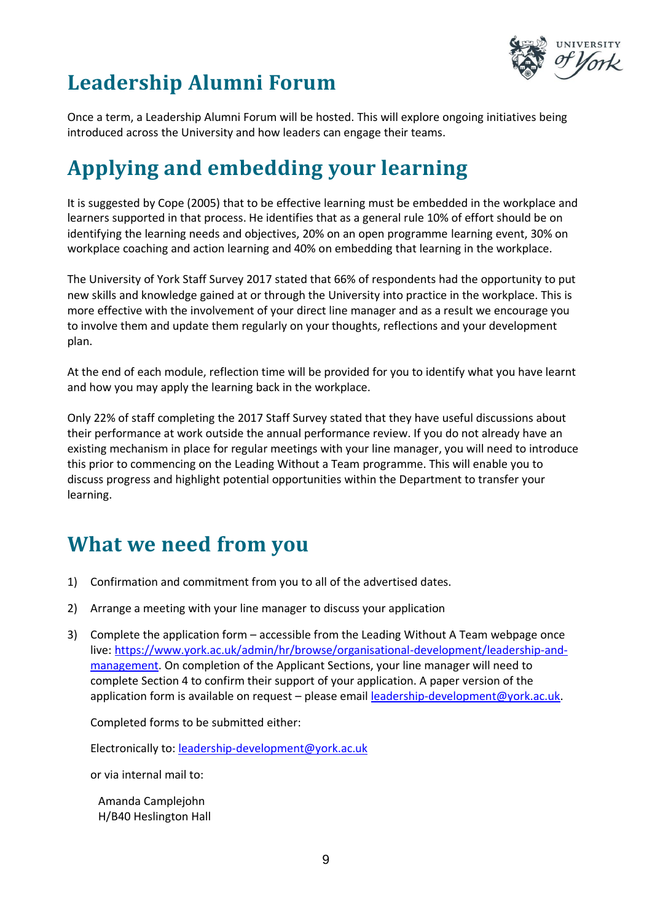## Leadership Alumni Forum

Once a term, a Leadership Alumni Forum will be hosted. This will explore ongoing initiatives being introduced across the University and how leaders can engage their teams.

## Applying and embedding your learning

It is suggested by Cope (2005) that to be effective learning must be embedded in the workplace and learners supported in that process. He identifies that as a general rule 10% of effort should be on identifying the learning needs and objectives, 20% on an open programme learning event, 30% on workplace coaching and action learning and 40% on embedding that learning in the workplace.

The University of York Staff Survey 2017 stated that 66% of respondents had the opportunity to put new skills and knowledge gained at or through the University into practice in the workplace. This is more effective with the involvement of your direct line manager and as a result we encourage you to involve them and update them regularly on your thoughts, reflections and your development plan.

At the end of each module, reflection time will be provided for you to identify what you have learnt and how you may apply the learning back in the workplace.

Only 22% of staff completing the 2017 Staff Survey stated that they have useful discussions about their performance at work outside the annual performance review. If you do not already have an existing mechanism in place for regular meetings with your line manager, you will need to introduce this prior to commencing on the Leading Without a Team programme. This will enable you to discuss progress and highlight potential opportunities within the Department to transfer your learning.

## What we need from you

1) Confirmation and commitment from you to all of the advertised dates.

2) Arrange a meeting with your line manager to discuss your application

3) Complete the application form – accessible from the Leading Without A Team webpage once live: [https://www.york.ac.uk/admin/hr/browse/organisational-development/leadership-and-management](https://www.york.ac.uk/admin/hr/browse/organisational-development/leadership-and-management). On completion of the Applicant Sections, your line manager will need to complete Section 4 to confirm their support of your application. A paper version of the application form is available on request – please email [leadership-development@york.ac.uk](mailto:leadership-development@york.ac.uk).

   Completed forms to be submitted either:

   Electronically to: [leadership-development@york.ac.uk](mailto:leadership-development@york.ac.uk)

   or via internal mail to:

   Amanda Camplejohn
   H/B40 Heslington Hall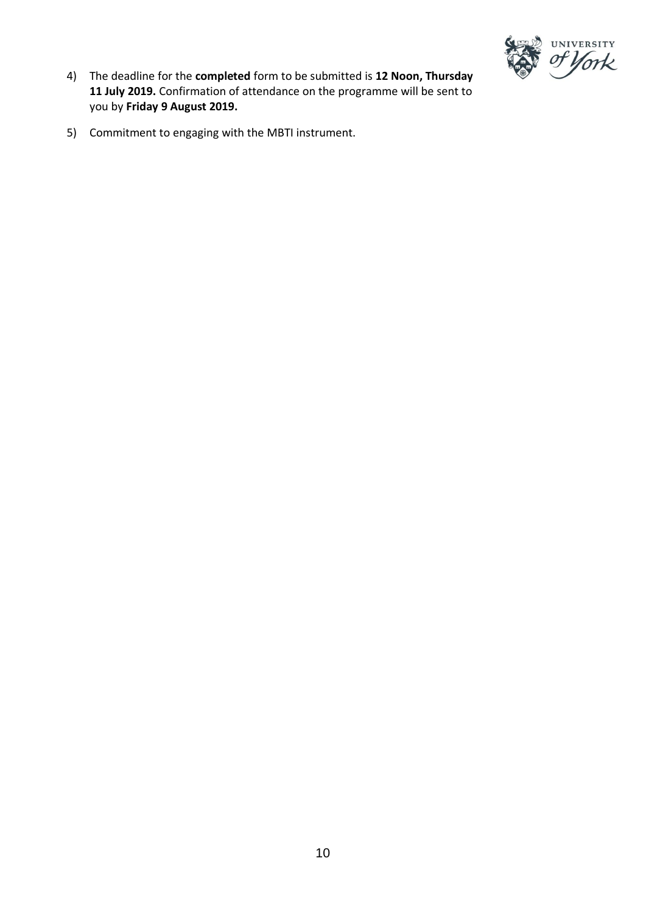4) The deadline for the **completed** form to be submitted is **12 Noon, Thursday 11 July 2019.** Confirmation of attendance on the programme will be sent to you by **Friday 9 August 2019.**

5) Commitment to engaging with the MBTI instrument.